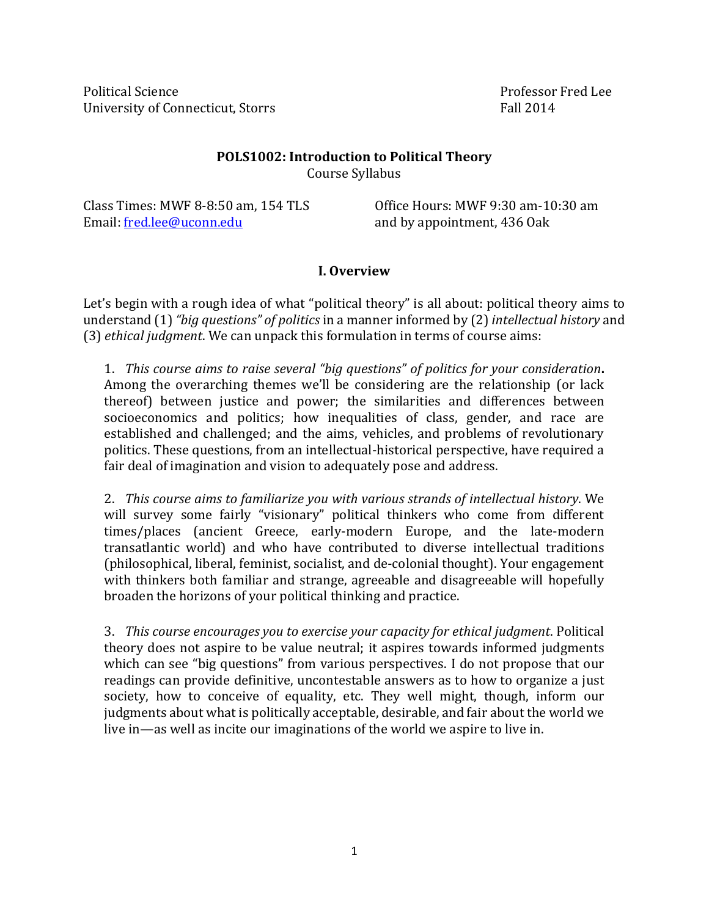Political Science
University of Connecticut, Storrs

Professor Fred Lee
Fall 2014

# POLS1002: Introduction to Political Theory

Course Syllabus

Class Times: MWF 8-8:50 am, 154 TLS
Email: [fred.lee@uconn.edu](mailto:fred.lee@uconn.edu)

Office Hours: MWF 9:30 am-10:30 am
and by appointment, 436 Oak

## I. Overview

Let's begin with a rough idea of what "political theory" is all about: political theory aims to understand (1) *"big questions" of politics* in a manner informed by (2) *intellectual history* and (3) *ethical judgment*. We can unpack this formulation in terms of course aims:

1. *This course aims to raise several "big questions" of politics for your consideration*. Among the overarching themes we'll be considering are the relationship (or lack thereof) between justice and power; the similarities and differences between socioeconomics and politics; how inequalities of class, gender, and race are established and challenged; and the aims, vehicles, and problems of revolutionary politics. These questions, from an intellectual-historical perspective, have required a fair deal of imagination and vision to adequately pose and address.

2. *This course aims to familiarize you with various strands of intellectual history*. We will survey some fairly "visionary" political thinkers who come from different times/places (ancient Greece, early-modern Europe, and the late-modern transatlantic world) and who have contributed to diverse intellectual traditions (philosophical, liberal, feminist, socialist, and de-colonial thought). Your engagement with thinkers both familiar and strange, agreeable and disagreeable will hopefully broaden the horizons of your political thinking and practice.

3. *This course encourages you to exercise your capacity for ethical judgment*. Political theory does not aspire to be value neutral; it aspires towards informed judgments which can see "big questions" from various perspectives. I do not propose that our readings can provide definitive, uncontestable answers as to how to organize a just society, how to conceive of equality, etc. They well might, though, inform our judgments about what is politically acceptable, desirable, and fair about the world we live in—as well as incite our imaginations of the world we aspire to live in.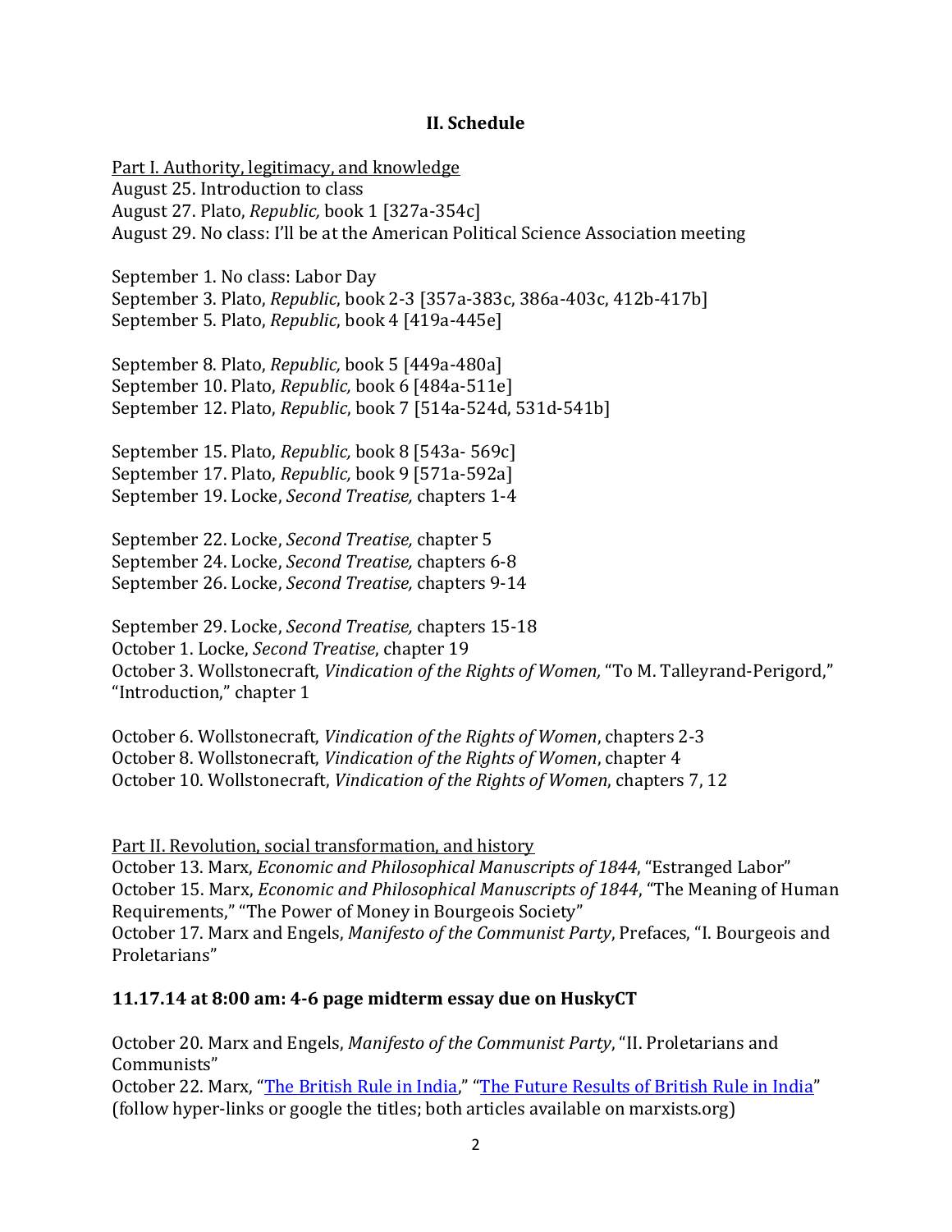## II. Schedule

Part I. Authority, legitimacy, and knowledge

August 25. Introduction to class
August 27. Plato, *Republic,* book 1 [327a-354c]
August 29. No class: I'll be at the American Political Science Association meeting

September 1. No class: Labor Day
September 3. Plato, *Republic*, book 2-3 [357a-383c, 386a-403c, 412b-417b]
September 5. Plato, *Republic*, book 4 [419a-445e]

September 8. Plato, *Republic,* book 5 [449a-480a]
September 10. Plato, *Republic,* book 6 [484a-511e]
September 12. Plato, *Republic*, book 7 [514a-524d, 531d-541b]

September 15. Plato, *Republic,* book 8 [543a- 569c]
September 17. Plato, *Republic,* book 9 [571a-592a]
September 19. Locke, *Second Treatise,* chapters 1-4

September 22. Locke, *Second Treatise,* chapter 5
September 24. Locke, *Second Treatise,* chapters 6-8
September 26. Locke, *Second Treatise,* chapters 9-14

September 29. Locke, *Second Treatise,* chapters 15-18
October 1. Locke, *Second Treatise*, chapter 19
October 3. Wollstonecraft, *Vindication of the Rights of Women,* "To M. Talleyrand-Perigord," "Introduction," chapter 1

October 6. Wollstonecraft, *Vindication of the Rights of Women*, chapters 2-3
October 8. Wollstonecraft, *Vindication of the Rights of Women*, chapter 4
October 10. Wollstonecraft, *Vindication of the Rights of Women*, chapters 7, 12

Part II. Revolution, social transformation, and history

October 13. Marx, *Economic and Philosophical Manuscripts of 1844*, "Estranged Labor"
October 15. Marx, *Economic and Philosophical Manuscripts of 1844*, "The Meaning of Human Requirements," "The Power of Money in Bourgeois Society"
October 17. Marx and Engels, *Manifesto of the Communist Party*, Prefaces, "I. Bourgeois and Proletarians"

**11.17.14 at 8:00 am: 4-6 page midterm essay due on HuskyCT**

October 20. Marx and Engels, *Manifesto of the Communist Party*, "II. Proletarians and Communists"
October 22. Marx, "The British Rule in India," "The Future Results of British Rule in India" (follow hyper-links or google the titles; both articles available on marxists.org)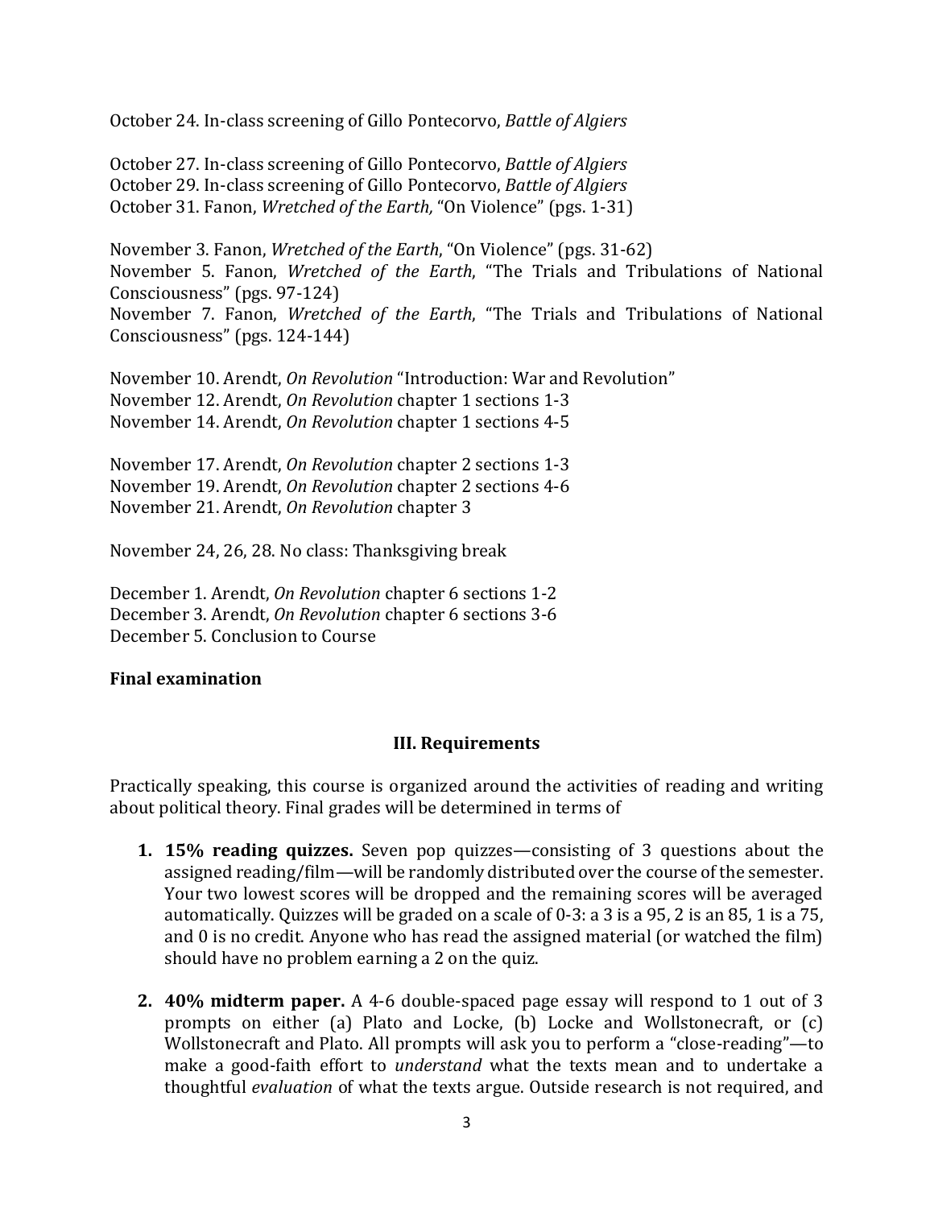October 24. In-class screening of Gillo Pontecorvo, *Battle of Algiers*

October 27. In-class screening of Gillo Pontecorvo, *Battle of Algiers*
October 29. In-class screening of Gillo Pontecorvo, *Battle of Algiers*
October 31. Fanon, *Wretched of the Earth,* "On Violence" (pgs. 1-31)

November 3. Fanon, *Wretched of the Earth*, "On Violence" (pgs. 31-62)
November 5. Fanon, *Wretched of the Earth*, "The Trials and Tribulations of National Consciousness" (pgs. 97-124)
November 7. Fanon, *Wretched of the Earth*, "The Trials and Tribulations of National Consciousness" (pgs. 124-144)

November 10. Arendt, *On Revolution* "Introduction: War and Revolution"
November 12. Arendt, *On Revolution* chapter 1 sections 1-3
November 14. Arendt, *On Revolution* chapter 1 sections 4-5

November 17. Arendt, *On Revolution* chapter 2 sections 1-3
November 19. Arendt, *On Revolution* chapter 2 sections 4-6
November 21. Arendt, *On Revolution* chapter 3

November 24, 26, 28. No class: Thanksgiving break

December 1. Arendt, *On Revolution* chapter 6 sections 1-2
December 3. Arendt, *On Revolution* chapter 6 sections 3-6
December 5. Conclusion to Course

**Final examination**

## III. Requirements

Practically speaking, this course is organized around the activities of reading and writing about political theory. Final grades will be determined in terms of

1. **15% reading quizzes.** Seven pop quizzes—consisting of 3 questions about the assigned reading/film—will be randomly distributed over the course of the semester. Your two lowest scores will be dropped and the remaining scores will be averaged automatically. Quizzes will be graded on a scale of 0-3: a 3 is a 95, 2 is an 85, 1 is a 75, and 0 is no credit. Anyone who has read the assigned material (or watched the film) should have no problem earning a 2 on the quiz.

2. **40% midterm paper.** A 4-6 double-spaced page essay will respond to 1 out of 3 prompts on either (a) Plato and Locke, (b) Locke and Wollstonecraft, or (c) Wollstonecraft and Plato. All prompts will ask you to perform a "close-reading"—to make a good-faith effort to *understand* what the texts mean and to undertake a thoughtful *evaluation* of what the texts argue. Outside research is not required, and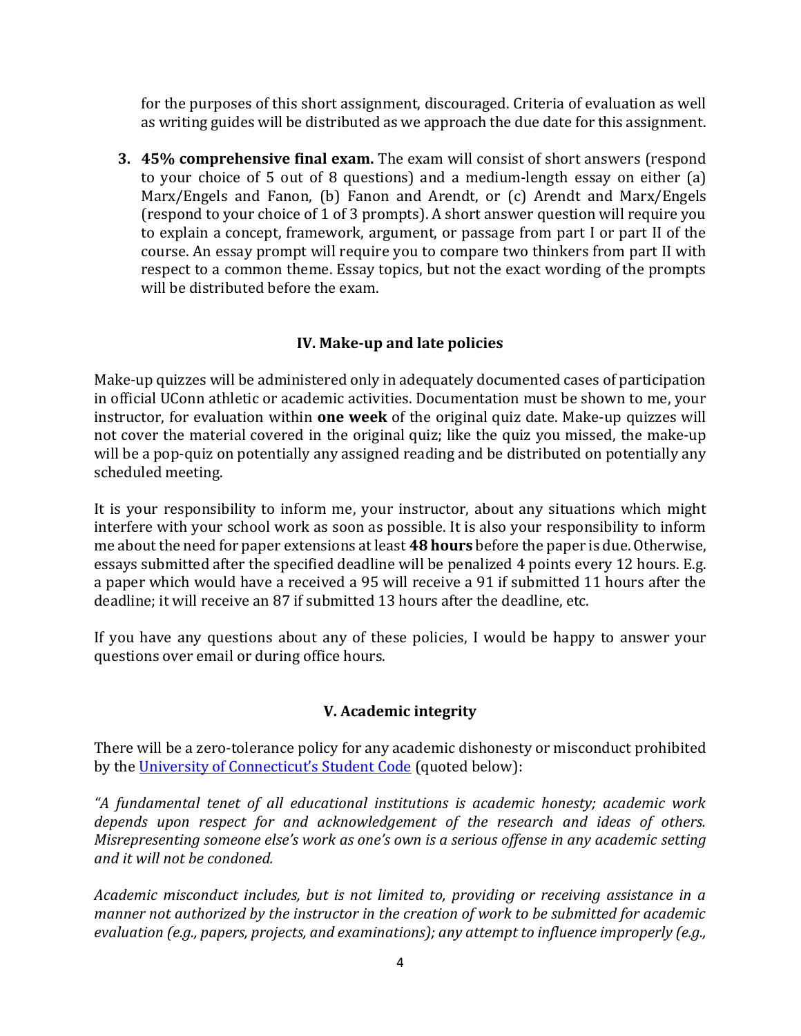for the purposes of this short assignment, discouraged. Criteria of evaluation as well as writing guides will be distributed as we approach the due date for this assignment.

3. **45% comprehensive final exam.** The exam will consist of short answers (respond to your choice of 5 out of 8 questions) and a medium-length essay on either (a) Marx/Engels and Fanon, (b) Fanon and Arendt, or (c) Arendt and Marx/Engels (respond to your choice of 1 of 3 prompts). A short answer question will require you to explain a concept, framework, argument, or passage from part I or part II of the course. An essay prompt will require you to compare two thinkers from part II with respect to a common theme. Essay topics, but not the exact wording of the prompts will be distributed before the exam.

## IV. Make-up and late policies

Make-up quizzes will be administered only in adequately documented cases of participation in official UConn athletic or academic activities. Documentation must be shown to me, your instructor, for evaluation within **one week** of the original quiz date. Make-up quizzes will not cover the material covered in the original quiz; like the quiz you missed, the make-up will be a pop-quiz on potentially any assigned reading and be distributed on potentially any scheduled meeting.

It is your responsibility to inform me, your instructor, about any situations which might interfere with your school work as soon as possible. It is also your responsibility to inform me about the need for paper extensions at least **48 hours** before the paper is due. Otherwise, essays submitted after the specified deadline will be penalized 4 points every 12 hours. E.g. a paper which would have a received a 95 will receive a 91 if submitted 11 hours after the deadline; it will receive an 87 if submitted 13 hours after the deadline, etc.

If you have any questions about any of these policies, I would be happy to answer your questions over email or during office hours.

## V. Academic integrity

There will be a zero-tolerance policy for any academic dishonesty or misconduct prohibited by the [University of Connecticut's Student Code]() (quoted below):

*"A fundamental tenet of all educational institutions is academic honesty; academic work depends upon respect for and acknowledgement of the research and ideas of others. Misrepresenting someone else's work as one's own is a serious offense in any academic setting and it will not be condoned.*

*Academic misconduct includes, but is not limited to, providing or receiving assistance in a manner not authorized by the instructor in the creation of work to be submitted for academic evaluation (e.g., papers, projects, and examinations); any attempt to influence improperly (e.g.,*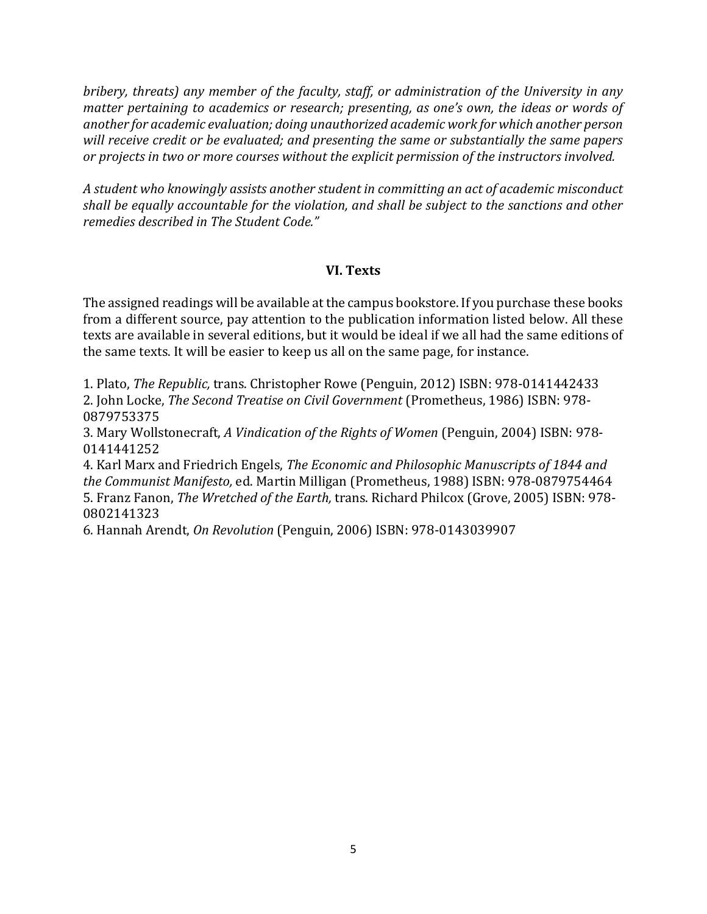*bribery, threats) any member of the faculty, staff, or administration of the University in any matter pertaining to academics or research; presenting, as one's own, the ideas or words of another for academic evaluation; doing unauthorized academic work for which another person will receive credit or be evaluated; and presenting the same or substantially the same papers or projects in two or more courses without the explicit permission of the instructors involved.*

*A student who knowingly assists another student in committing an act of academic misconduct shall be equally accountable for the violation, and shall be subject to the sanctions and other remedies described in The Student Code."*

## VI. Texts

The assigned readings will be available at the campus bookstore. If you purchase these books from a different source, pay attention to the publication information listed below. All these texts are available in several editions, but it would be ideal if we all had the same editions of the same texts. It will be easier to keep us all on the same page, for instance.

1. Plato, *The Republic,* trans. Christopher Rowe (Penguin, 2012) ISBN: 978-0141442433
2. John Locke, *The Second Treatise on Civil Government* (Prometheus, 1986) ISBN: 978-0879753375
3. Mary Wollstonecraft, *A Vindication of the Rights of Women* (Penguin, 2004) ISBN: 978-0141441252
4. Karl Marx and Friedrich Engels, *The Economic and Philosophic Manuscripts of 1844 and the Communist Manifesto,* ed. Martin Milligan (Prometheus, 1988) ISBN: 978-0879754464
5. Franz Fanon, *The Wretched of the Earth,* trans. Richard Philcox (Grove, 2005) ISBN: 978-0802141323
6. Hannah Arendt, *On Revolution* (Penguin, 2006) ISBN: 978-0143039907